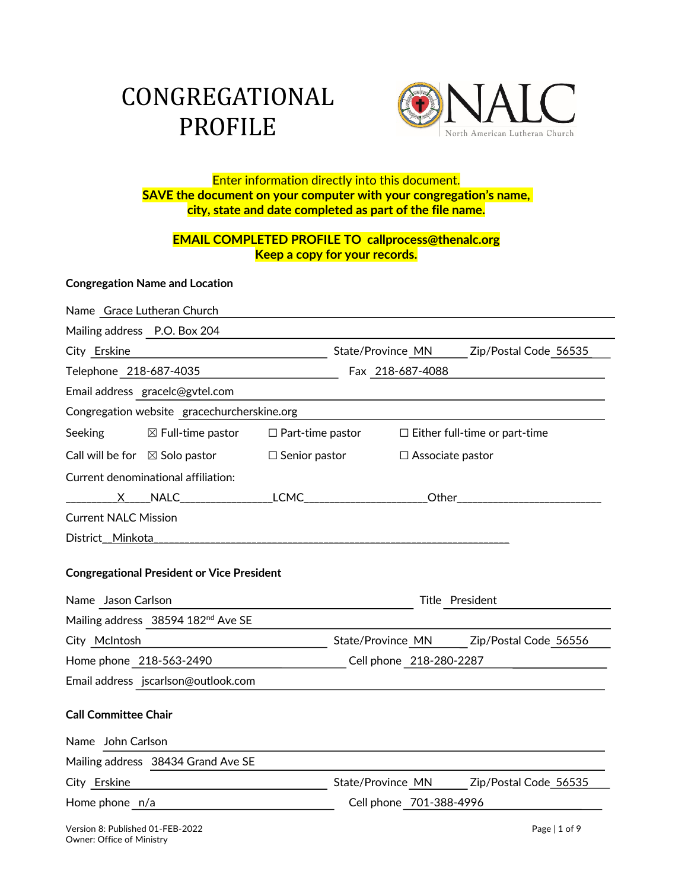# CONGREGATIONAL PROFILE

NALC North American Lutheran Church

**Enter information directly into this document.**
**SAVE the document on your computer with your congregation's name, city, state and date completed as part of the file name.**

**EMAIL COMPLETED PROFILE TO callprocess@thenalc.org**
**Keep a copy for your records.**

### Congregation Name and Location

Name: Grace Lutheran Church

Mailing address: P.O. Box 204

City: Erskine | State/Province: MN | Zip/Postal Code: 56535

Telephone: 218-687-4035 | Fax: 218-687-4088

Email address: gracelc@gvtel.com

Congregation website: gracechurcherskine.org

Seeking: ☒ Full-time pastor ☐ Part-time pastor ☐ Either full-time or part-time

Call will be for: ☒ Solo pastor ☐ Senior pastor ☐ Associate pastor

Current denominational affiliation:

\_\_\_\_X\_\_\_\_NALC\_\_\_\_\_\_\_\_\_\_\_\_\_\_\_\_LCMC\_\_\_\_\_\_\_\_\_\_\_\_\_\_\_\_\_\_\_\_Other\_\_\_\_\_\_\_\_\_\_\_\_\_\_\_\_\_\_\_\_\_\_\_\_

Current NALC Mission

District: Minkota

### Congregational President or Vice President

Name: Jason Carlson | Title: President

Mailing address: 38594 182nd Ave SE

City: McIntosh | State/Province: MN | Zip/Postal Code: 56556

Home phone: 218-563-2490 | Cell phone: 218-280-2287

Email address: jscarlson@outlook.com

### Call Committee Chair

Name: John Carlson

Mailing address: 38434 Grand Ave SE

City: Erskine | State/Province: MN | Zip/Postal Code: 56535

Home phone: n/a | Cell phone: 701-388-4996

Version 8: Published 01-FEB-2022
Owner: Office of Ministry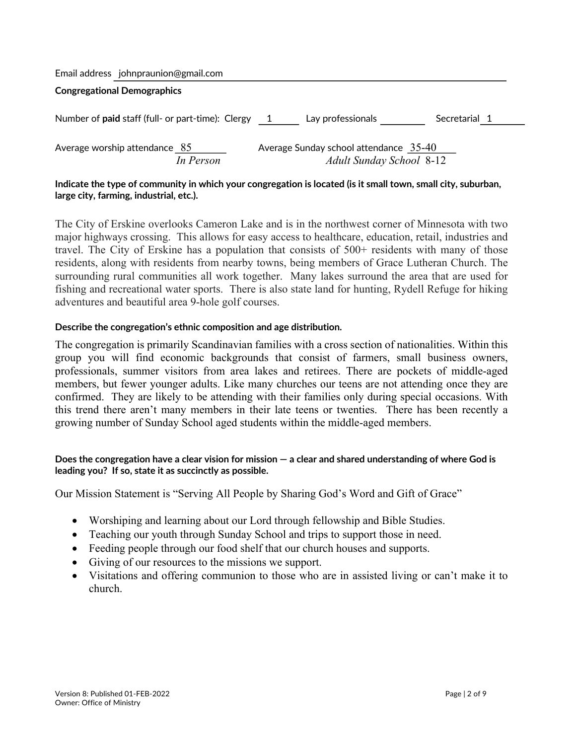Email address johnpraunion@gmail.com

**Congregational Demographics**

Number of **paid** staff (full- or part-time): Clergy 1 Lay professionals ______ Secretarial 1

Average worship attendance 85 *In Person* Average Sunday school attendance 35-40 *Adult Sunday School* 8-12

**Indicate the type of community in which your congregation is located (is it small town, small city, suburban, large city, farming, industrial, etc.).**

The City of Erskine overlooks Cameron Lake and is in the northwest corner of Minnesota with two major highways crossing. This allows for easy access to healthcare, education, retail, industries and travel. The City of Erskine has a population that consists of 500+ residents with many of those residents, along with residents from nearby towns, being members of Grace Lutheran Church. The surrounding rural communities all work together. Many lakes surround the area that are used for fishing and recreational water sports. There is also state land for hunting, Rydell Refuge for hiking adventures and beautiful area 9-hole golf courses.

**Describe the congregation's ethnic composition and age distribution.**

The congregation is primarily Scandinavian families with a cross section of nationalities. Within this group you will find economic backgrounds that consist of farmers, small business owners, professionals, summer visitors from area lakes and retirees. There are pockets of middle-aged members, but fewer younger adults. Like many churches our teens are not attending once they are confirmed. They are likely to be attending with their families only during special occasions. With this trend there aren't many members in their late teens or twenties. There has been recently a growing number of Sunday School aged students within the middle-aged members.

**Does the congregation have a clear vision for mission — a clear and shared understanding of where God is leading you? If so, state it as succinctly as possible.**

Our Mission Statement is "Serving All People by Sharing God's Word and Gift of Grace"

- Worshiping and learning about our Lord through fellowship and Bible Studies.
- Teaching our youth through Sunday School and trips to support those in need.
- Feeding people through our food shelf that our church houses and supports.
- Giving of our resources to the missions we support.
- Visitations and offering communion to those who are in assisted living or can't make it to church.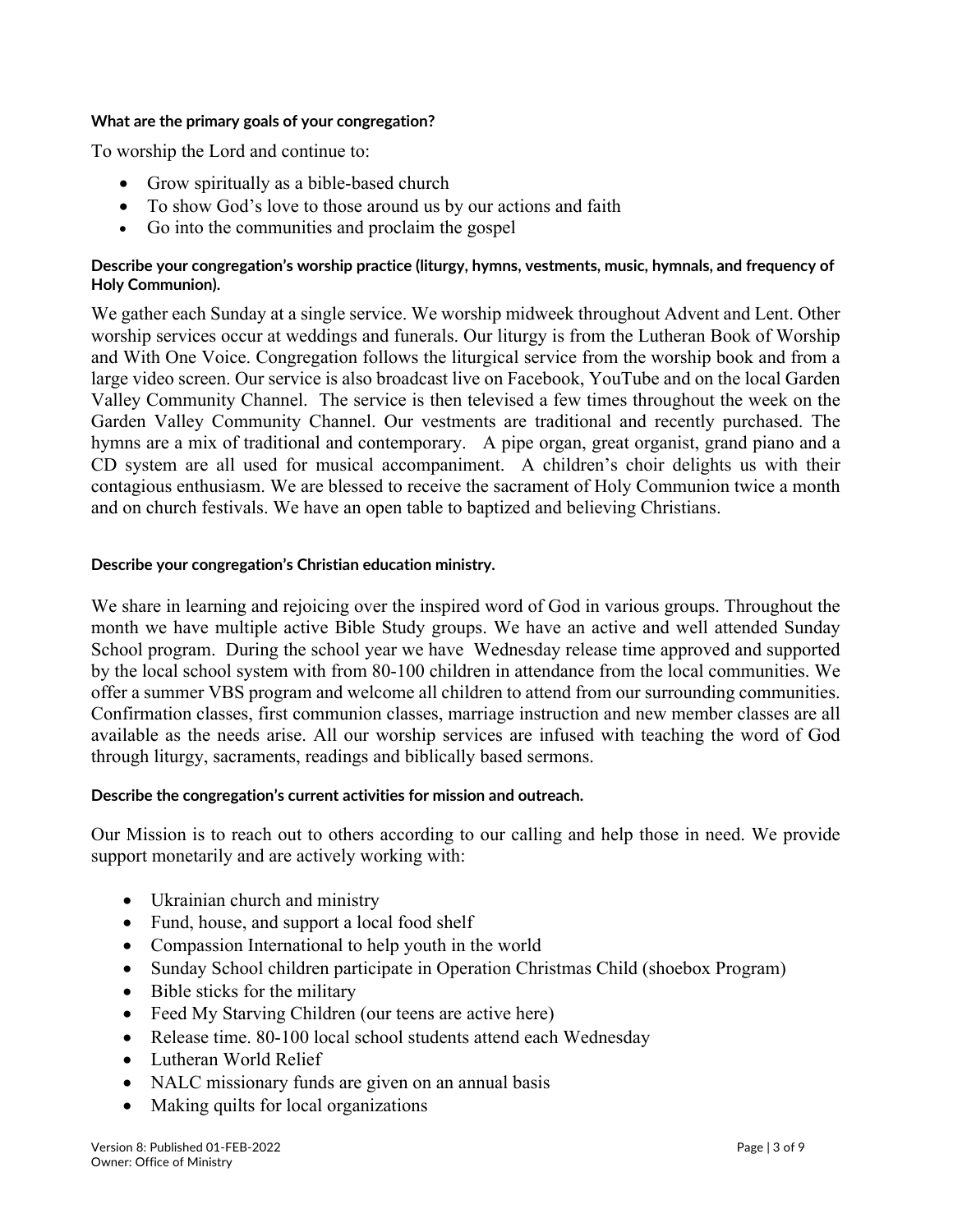**What are the primary goals of your congregation?**

To worship the Lord and continue to:

- Grow spiritually as a bible-based church
- To show God's love to those around us by our actions and faith
- Go into the communities and proclaim the gospel

**Describe your congregation's worship practice (liturgy, hymns, vestments, music, hymnals, and frequency of Holy Communion).**

We gather each Sunday at a single service. We worship midweek throughout Advent and Lent. Other worship services occur at weddings and funerals. Our liturgy is from the Lutheran Book of Worship and With One Voice. Congregation follows the liturgical service from the worship book and from a large video screen. Our service is also broadcast live on Facebook, YouTube and on the local Garden Valley Community Channel. The service is then televised a few times throughout the week on the Garden Valley Community Channel. Our vestments are traditional and recently purchased. The hymns are a mix of traditional and contemporary. A pipe organ, great organist, grand piano and a CD system are all used for musical accompaniment. A children's choir delights us with their contagious enthusiasm. We are blessed to receive the sacrament of Holy Communion twice a month and on church festivals. We have an open table to baptized and believing Christians.

**Describe your congregation's Christian education ministry.**

We share in learning and rejoicing over the inspired word of God in various groups. Throughout the month we have multiple active Bible Study groups. We have an active and well attended Sunday School program. During the school year we have Wednesday release time approved and supported by the local school system with from 80-100 children in attendance from the local communities. We offer a summer VBS program and welcome all children to attend from our surrounding communities. Confirmation classes, first communion classes, marriage instruction and new member classes are all available as the needs arise. All our worship services are infused with teaching the word of God through liturgy, sacraments, readings and biblically based sermons.

**Describe the congregation's current activities for mission and outreach.**

Our Mission is to reach out to others according to our calling and help those in need. We provide support monetarily and are actively working with:

- Ukrainian church and ministry
- Fund, house, and support a local food shelf
- Compassion International to help youth in the world
- Sunday School children participate in Operation Christmas Child (shoebox Program)
- Bible sticks for the military
- Feed My Starving Children (our teens are active here)
- Release time. 80-100 local school students attend each Wednesday
- Lutheran World Relief
- NALC missionary funds are given on an annual basis
- Making quilts for local organizations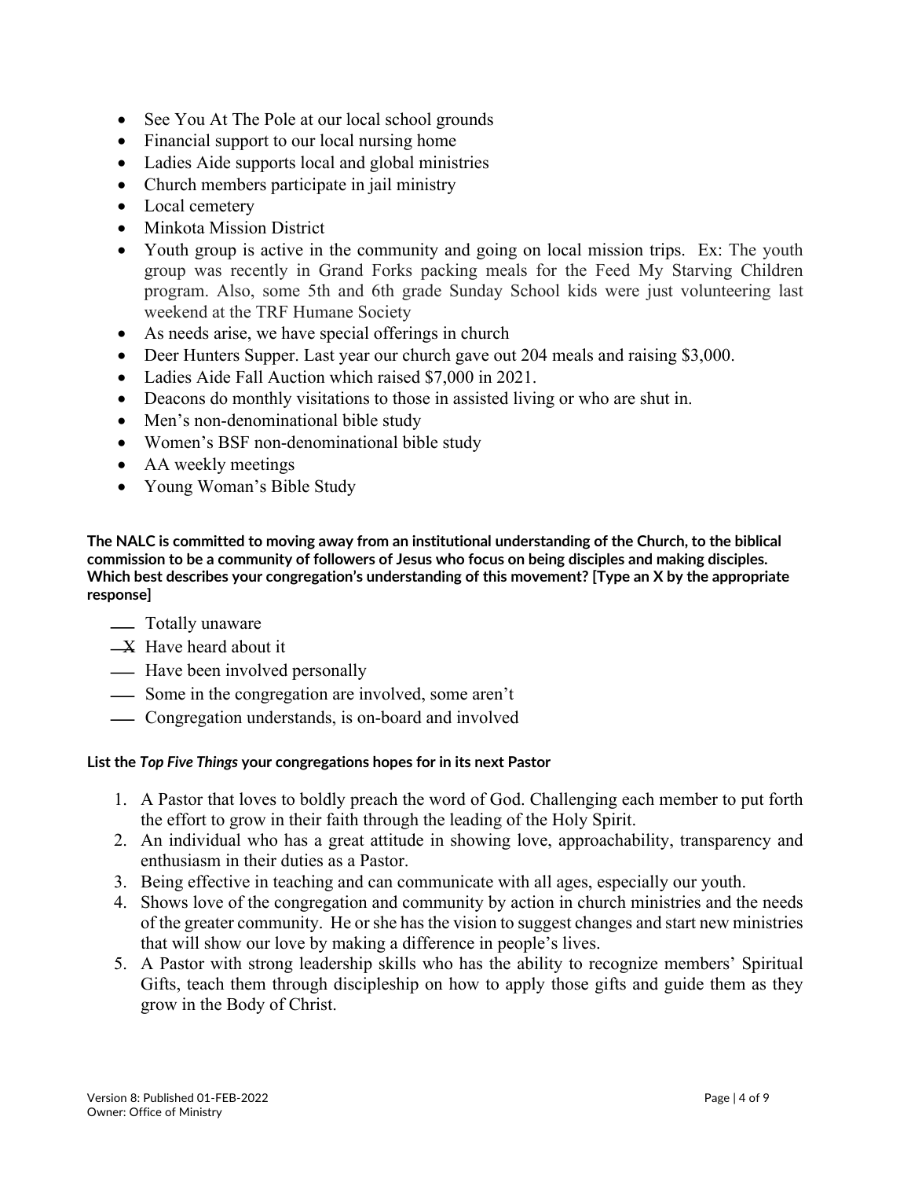- See You At The Pole at our local school grounds
- Financial support to our local nursing home
- Ladies Aide supports local and global ministries
- Church members participate in jail ministry
- Local cemetery
- Minkota Mission District
- Youth group is active in the community and going on local mission trips. Ex: The youth group was recently in Grand Forks packing meals for the Feed My Starving Children program. Also, some 5th and 6th grade Sunday School kids were just volunteering last weekend at the TRF Humane Society
- As needs arise, we have special offerings in church
- Deer Hunters Supper. Last year our church gave out 204 meals and raising $3,000.
- Ladies Aide Fall Auction which raised $7,000 in 2021.
- Deacons do monthly visitations to those in assisted living or who are shut in.
- Men's non-denominational bible study
- Women's BSF non-denominational bible study
- AA weekly meetings
- Young Woman's Bible Study

**The NALC is committed to moving away from an institutional understanding of the Church, to the biblical commission to be a community of followers of Jesus who focus on being disciples and making disciples. Which best describes your congregation's understanding of this movement? [Type an X by the appropriate response]**

___ Totally unaware
_X_ Have heard about it
___ Have been involved personally
___ Some in the congregation are involved, some aren't
___ Congregation understands, is on-board and involved

**List the *Top Five Things* your congregations hopes for in its next Pastor**

1. A Pastor that loves to boldly preach the word of God. Challenging each member to put forth the effort to grow in their faith through the leading of the Holy Spirit.
2. An individual who has a great attitude in showing love, approachability, transparency and enthusiasm in their duties as a Pastor.
3. Being effective in teaching and can communicate with all ages, especially our youth.
4. Shows love of the congregation and community by action in church ministries and the needs of the greater community. He or she has the vision to suggest changes and start new ministries that will show our love by making a difference in people's lives.
5. A Pastor with strong leadership skills who has the ability to recognize members' Spiritual Gifts, teach them through discipleship on how to apply those gifts and guide them as they grow in the Body of Christ.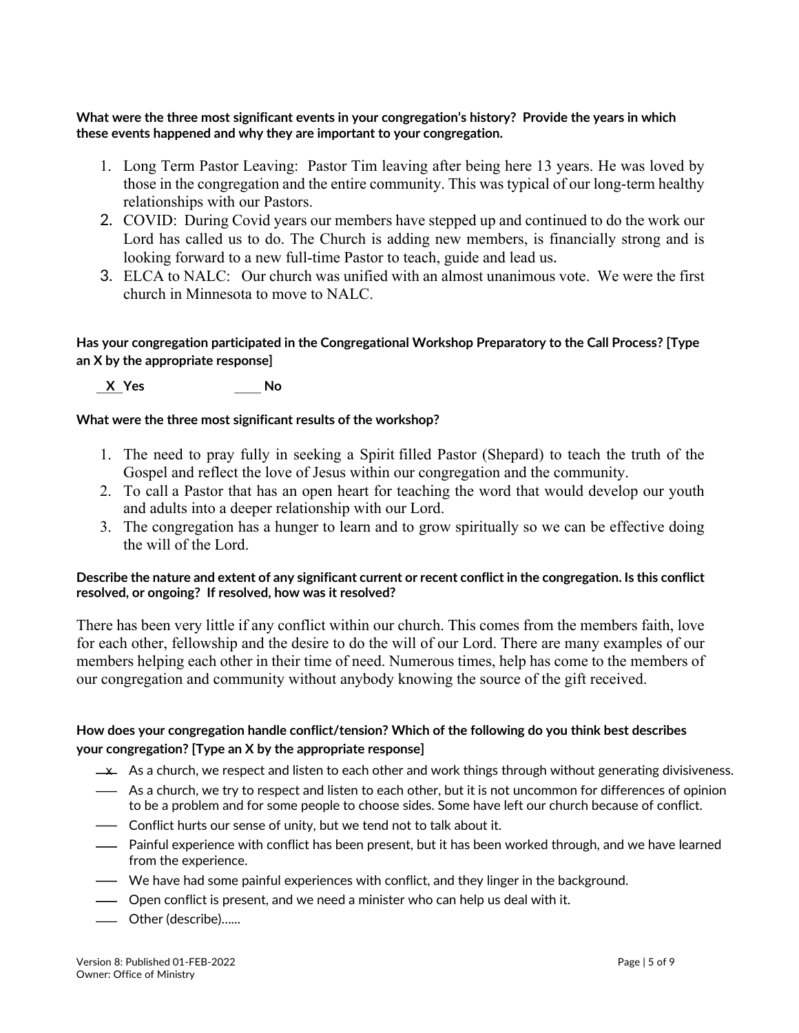**What were the three most significant events in your congregation's history? Provide the years in which these events happened and why they are important to your congregation.**

1. Long Term Pastor Leaving: Pastor Tim leaving after being here 13 years. He was loved by those in the congregation and the entire community. This was typical of our long-term healthy relationships with our Pastors.
2. COVID: During Covid years our members have stepped up and continued to do the work our Lord has called us to do. The Church is adding new members, is financially strong and is looking forward to a new full-time Pastor to teach, guide and lead us.
3. ELCA to NALC: Our church was unified with an almost unanimous vote. We were the first church in Minnesota to move to NALC.

**Has your congregation participated in the Congregational Workshop Preparatory to the Call Process? [Type an X by the appropriate response]**

__X__ **Yes** ____ **No**

**What were the three most significant results of the workshop?**

1. The need to pray fully in seeking a Spirit filled Pastor (Shepard) to teach the truth of the Gospel and reflect the love of Jesus within our congregation and the community.
2. To call a Pastor that has an open heart for teaching the word that would develop our youth and adults into a deeper relationship with our Lord.
3. The congregation has a hunger to learn and to grow spiritually so we can be effective doing the will of the Lord.

**Describe the nature and extent of any significant current or recent conflict in the congregation. Is this conflict resolved, or ongoing? If resolved, how was it resolved?**

There has been very little if any conflict within our church. This comes from the members faith, love for each other, fellowship and the desire to do the will of our Lord. There are many examples of our members helping each other in their time of need. Numerous times, help has come to the members of our congregation and community without anybody knowing the source of the gift received.

**How does your congregation handle conflict/tension? Which of the following do you think best describes your congregation? [Type an X by the appropriate response]**

- _x_ As a church, we respect and listen to each other and work things through without generating divisiveness.
- ___ As a church, we try to respect and listen to each other, but it is not uncommon for differences of opinion to be a problem and for some people to choose sides. Some have left our church because of conflict.
- ___ Conflict hurts our sense of unity, but we tend not to talk about it.
- ___ Painful experience with conflict has been present, but it has been worked through, and we have learned from the experience.
- ___ We have had some painful experiences with conflict, and they linger in the background.
- ___ Open conflict is present, and we need a minister who can help us deal with it.
- ___ Other (describe)……

Version 8: Published 01-FEB-2022
Owner: Office of Ministry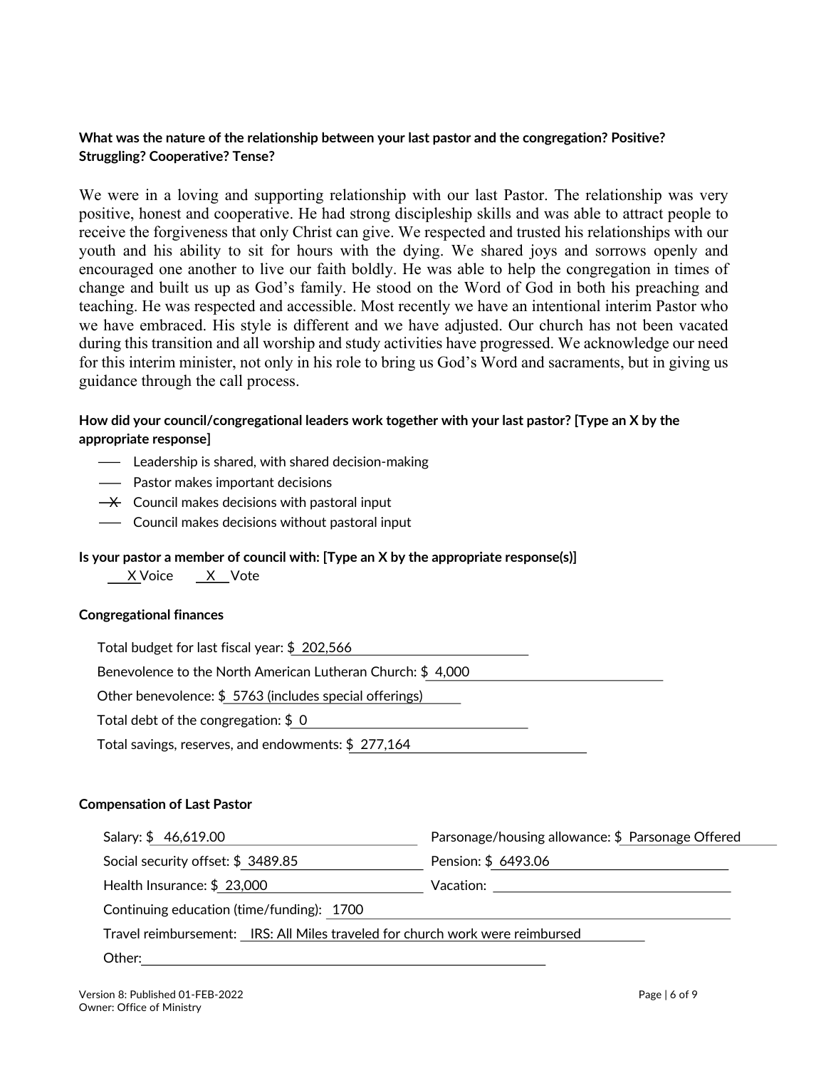**What was the nature of the relationship between your last pastor and the congregation? Positive? Struggling? Cooperative? Tense?**

We were in a loving and supporting relationship with our last Pastor. The relationship was very positive, honest and cooperative. He had strong discipleship skills and was able to attract people to receive the forgiveness that only Christ can give. We respected and trusted his relationships with our youth and his ability to sit for hours with the dying. We shared joys and sorrows openly and encouraged one another to live our faith boldly. He was able to help the congregation in times of change and built us up as God's family. He stood on the Word of God in both his preaching and teaching. He was respected and accessible. Most recently we have an intentional interim Pastor who we have embraced. His style is different and we have adjusted. Our church has not been vacated during this transition and all worship and study activities have progressed. We acknowledge our need for this interim minister, not only in his role to bring us God's Word and sacraments, but in giving us guidance through the call process.

**How did your council/congregational leaders work together with your last pastor? [Type an X by the appropriate response]**

- \_\_\_ Leadership is shared, with shared decision-making
- \_\_\_ Pastor makes important decisions
- X Council makes decisions with pastoral input
- \_\_\_ Council makes decisions without pastoral input

**Is your pastor a member of council with: [Type an X by the appropriate response(s)]**

X Voice   X Vote

**Congregational finances**

Total budget for last fiscal year: $ 202,566

Benevolence to the North American Lutheran Church: $ 4,000

Other benevolence: $ 5763 (includes special offerings)

Total debt of the congregation: $ 0

Total savings, reserves, and endowments: $ 277,164

**Compensation of Last Pastor**

Salary: $ 46,619.00

Parsonage/housing allowance: $ Parsonage Offered

Social security offset: $ 3489.85

Pension: $ 6493.06

Health Insurance: $ 23,000

Vacation:

Continuing education (time/funding): 1700

Travel reimbursement: IRS: All Miles traveled for church work were reimbursed

Other: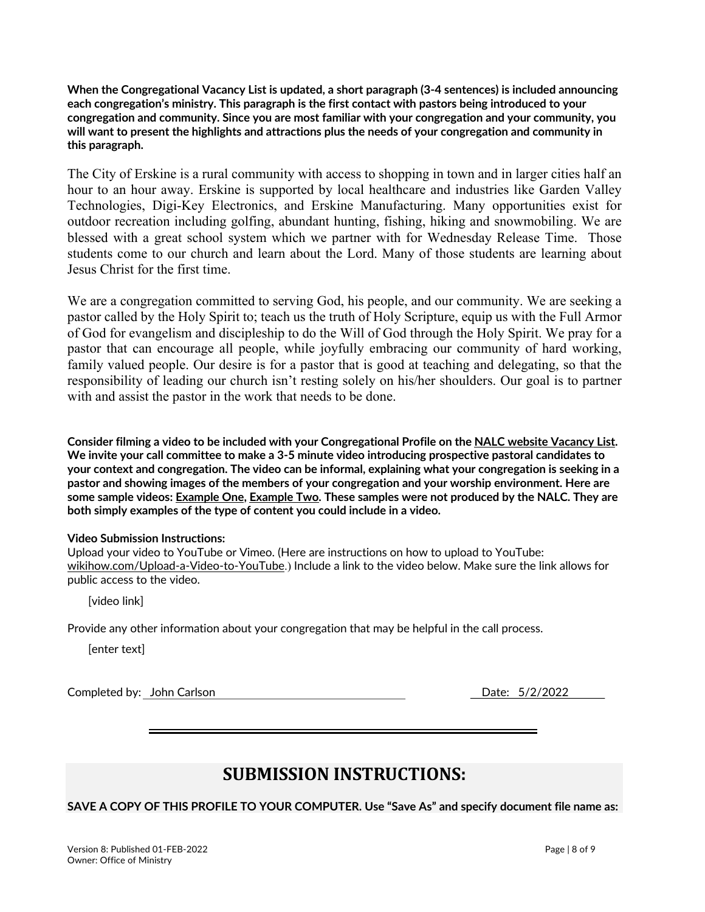**When the Congregational Vacancy List is updated, a short paragraph (3-4 sentences) is included announcing each congregation's ministry. This paragraph is the first contact with pastors being introduced to your congregation and community. Since you are most familiar with your congregation and your community, you will want to present the highlights and attractions plus the needs of your congregation and community in this paragraph.**

The City of Erskine is a rural community with access to shopping in town and in larger cities half an hour to an hour away. Erskine is supported by local healthcare and industries like Garden Valley Technologies, Digi-Key Electronics, and Erskine Manufacturing. Many opportunities exist for outdoor recreation including golfing, abundant hunting, fishing, hiking and snowmobiling. We are blessed with a great school system which we partner with for Wednesday Release Time. Those students come to our church and learn about the Lord. Many of those students are learning about Jesus Christ for the first time.

We are a congregation committed to serving God, his people, and our community. We are seeking a pastor called by the Holy Spirit to; teach us the truth of Holy Scripture, equip us with the Full Armor of God for evangelism and discipleship to do the Will of God through the Holy Spirit. We pray for a pastor that can encourage all people, while joyfully embracing our community of hard working, family valued people. Our desire is for a pastor that is good at teaching and delegating, so that the responsibility of leading our church isn't resting solely on his/her shoulders. Our goal is to partner with and assist the pastor in the work that needs to be done.

**Consider filming a video to be included with your Congregational Profile on the NALC website Vacancy List. We invite your call committee to make a 3-5 minute video introducing prospective pastoral candidates to your context and congregation. The video can be informal, explaining what your congregation is seeking in a pastor and showing images of the members of your congregation and your worship environment. Here are some sample videos: Example One, Example Two. These samples were not produced by the NALC. They are both simply examples of the type of content you could include in a video.**

**Video Submission Instructions:**
Upload your video to YouTube or Vimeo. (Here are instructions on how to upload to YouTube: wikihow.com/Upload-a-Video-to-YouTube.) Include a link to the video below. Make sure the link allows for public access to the video.

[video link]

Provide any other information about your congregation that may be helpful in the call process.

[enter text]

Completed by: John Carlson Date: 5/2/2022

---

# SUBMISSION INSTRUCTIONS:

**SAVE A COPY OF THIS PROFILE TO YOUR COMPUTER. Use "Save As" and specify document file name as:**

Version 8: Published 01-FEB-2022
Owner: Office of Ministry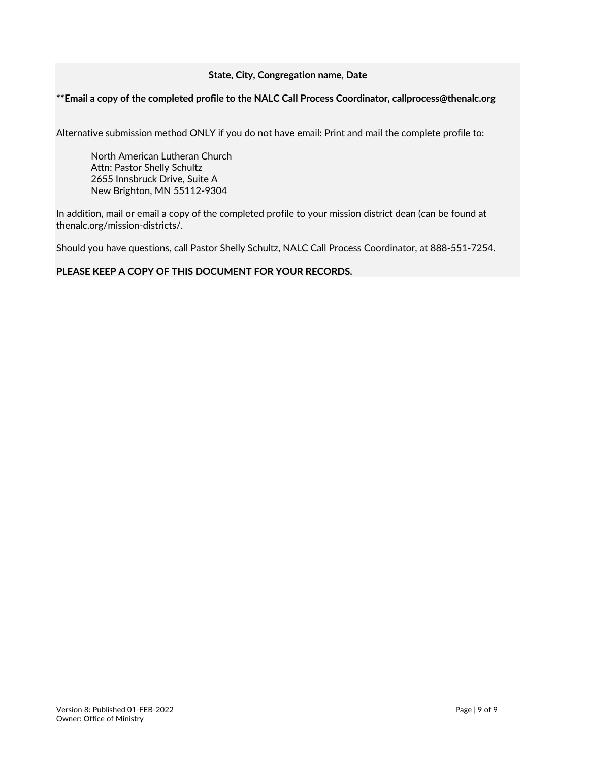**State, City, Congregation name, Date**

****Email a copy of the completed profile to the NALC Call Process Coordinator, callprocess@thenalc.org**

Alternative submission method ONLY if you do not have email: Print and mail the complete profile to:

> North American Lutheran Church
> Attn: Pastor Shelly Schultz
> 2655 Innsbruck Drive, Suite A
> New Brighton, MN 55112-9304

In addition, mail or email a copy of the completed profile to your mission district dean (can be found at thenalc.org/mission-districts/.

Should you have questions, call Pastor Shelly Schultz, NALC Call Process Coordinator, at 888-551-7254.

**PLEASE KEEP A COPY OF THIS DOCUMENT FOR YOUR RECORDS.**